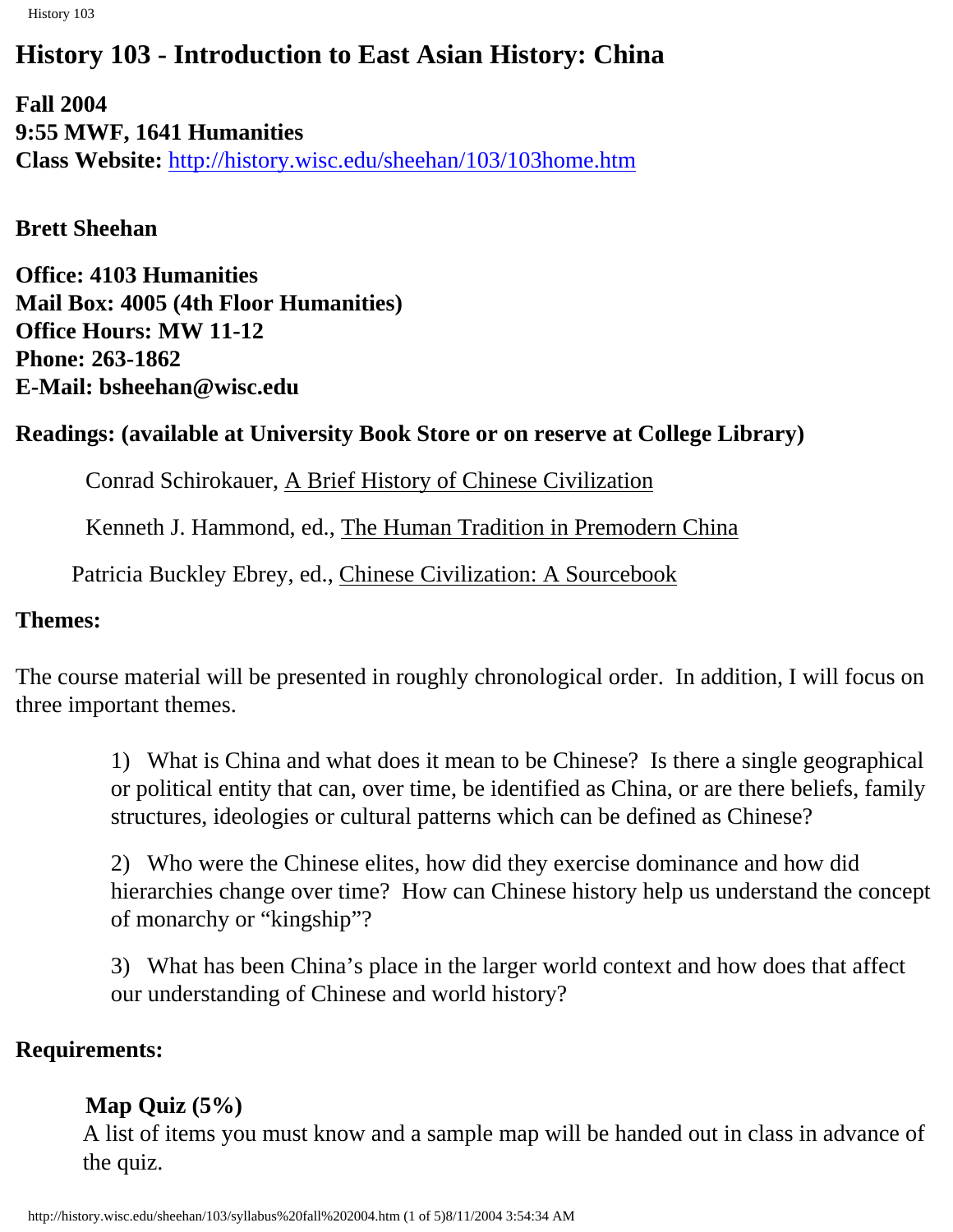# History 103 - Introduction to East Asian History: China

**Fall 2004**
**9:55 MWF, 1641 Humanities**
**Class Website:** http://history.wisc.edu/sheehan/103/103home.htm

**Brett Sheehan**

**Office: 4103 Humanities**
**Mail Box: 4005 (4th Floor Humanities)**
**Office Hours: MW 11-12**
**Phone: 263-1862**
**E-Mail: bsheehan@wisc.edu**

**Readings: (available at University Book Store or on reserve at College Library)**

Conrad Schirokauer, A Brief History of Chinese Civilization

Kenneth J. Hammond, ed., The Human Tradition in Premodern China

Patricia Buckley Ebrey, ed., Chinese Civilization: A Sourcebook

**Themes:**

The course material will be presented in roughly chronological order. In addition, I will focus on three important themes.

1) What is China and what does it mean to be Chinese? Is there a single geographical or political entity that can, over time, be identified as China, or are there beliefs, family structures, ideologies or cultural patterns which can be defined as Chinese?

2) Who were the Chinese elites, how did they exercise dominance and how did hierarchies change over time? How can Chinese history help us understand the concept of monarchy or "kingship"?

3) What has been China's place in the larger world context and how does that affect our understanding of Chinese and world history?

**Requirements:**

**Map Quiz (5%)**
A list of items you must know and a sample map will be handed out in class in advance of the quiz.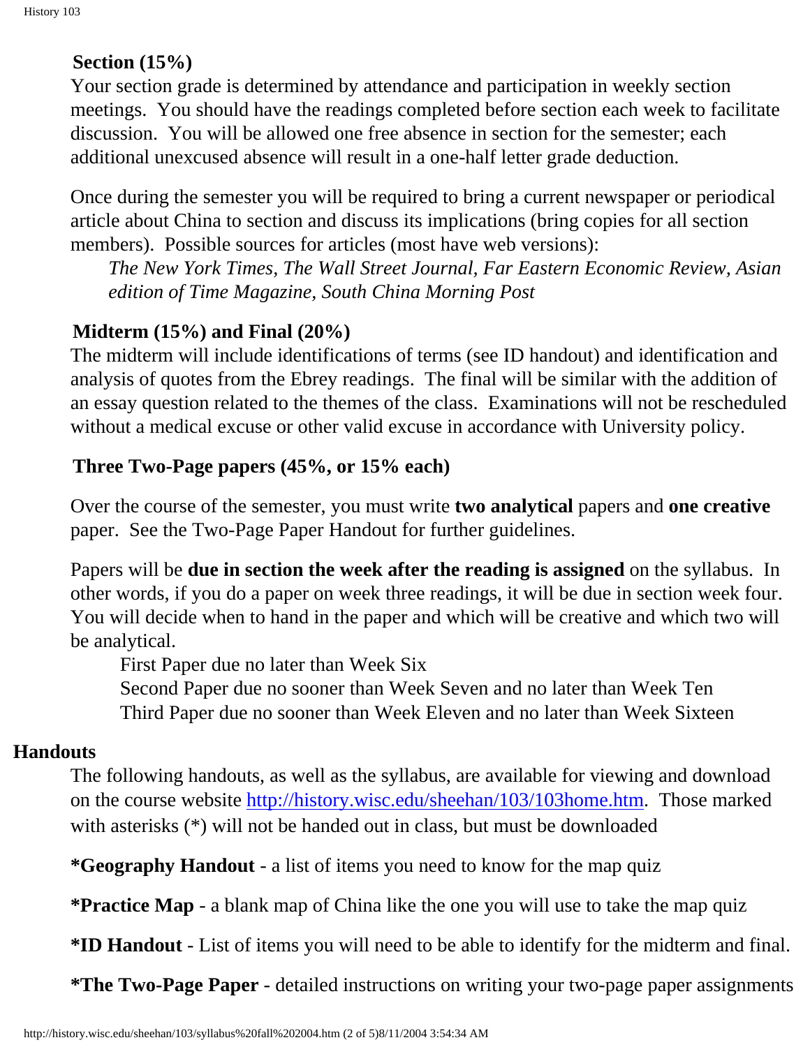### Section (15%)

Your section grade is determined by attendance and participation in weekly section meetings. You should have the readings completed before section each week to facilitate discussion. You will be allowed one free absence in section for the semester; each additional unexcused absence will result in a one-half letter grade deduction.

Once during the semester you will be required to bring a current newspaper or periodical article about China to section and discuss its implications (bring copies for all section members). Possible sources for articles (most have web versions):

*The New York Times, The Wall Street Journal, Far Eastern Economic Review, Asian edition of Time Magazine, South China Morning Post*

### Midterm (15%) and Final (20%)

The midterm will include identifications of terms (see ID handout) and identification and analysis of quotes from the Ebrey readings. The final will be similar with the addition of an essay question related to the themes of the class. Examinations will not be rescheduled without a medical excuse or other valid excuse in accordance with University policy.

### Three Two-Page papers (45%, or 15% each)

Over the course of the semester, you must write **two analytical** papers and **one creative** paper. See the Two-Page Paper Handout for further guidelines.

Papers will be **due in section the week after the reading is assigned** on the syllabus. In other words, if you do a paper on week three readings, it will be due in section week four. You will decide when to hand in the paper and which will be creative and which two will be analytical.

First Paper due no later than Week Six
Second Paper due no sooner than Week Seven and no later than Week Ten
Third Paper due no sooner than Week Eleven and no later than Week Sixteen

## Handouts

The following handouts, as well as the syllabus, are available for viewing and download on the course website http://history.wisc.edu/sheehan/103/103home.htm. Those marked with asterisks (*) will not be handed out in class, but must be downloaded

**\*Geography Handout** - a list of items you need to know for the map quiz

**\*Practice Map** - a blank map of China like the one you will use to take the map quiz

**\*ID Handout** - List of items you will need to be able to identify for the midterm and final.

**\*The Two-Page Paper** - detailed instructions on writing your two-page paper assignments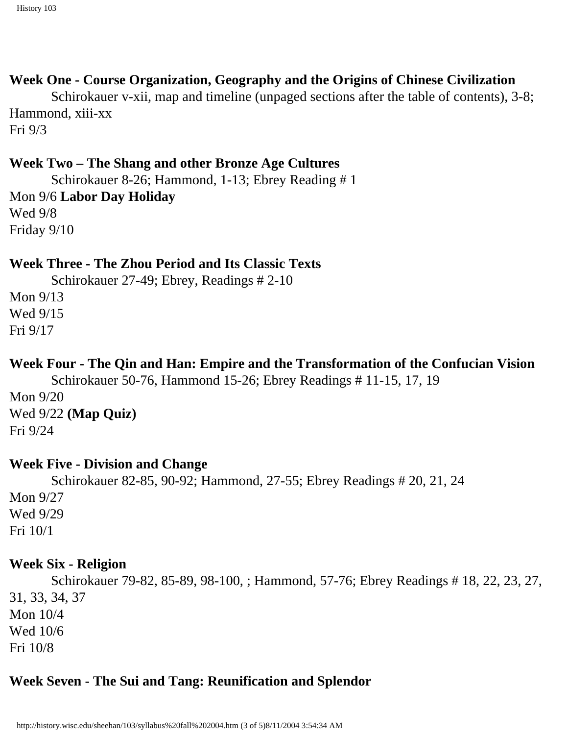**Week One - Course Organization, Geography and the Origins of Chinese Civilization**

Schirokauer v-xii, map and timeline (unpaged sections after the table of contents), 3-8; Hammond, xiii-xx

Fri 9/3

**Week Two – The Shang and other Bronze Age Cultures**

Schirokauer 8-26; Hammond, 1-13; Ebrey Reading # 1

Mon 9/6 **Labor Day Holiday**
Wed 9/8
Friday 9/10

**Week Three - The Zhou Period and Its Classic Texts**

Schirokauer 27-49; Ebrey, Readings # 2-10

Mon 9/13
Wed 9/15
Fri 9/17

**Week Four - The Qin and Han: Empire and the Transformation of the Confucian Vision**

Schirokauer 50-76, Hammond 15-26; Ebrey Readings # 11-15, 17, 19

Mon 9/20
Wed 9/22 **(Map Quiz)**
Fri 9/24

**Week Five - Division and Change**

Schirokauer 82-85, 90-92; Hammond, 27-55; Ebrey Readings # 20, 21, 24

Mon 9/27
Wed 9/29
Fri 10/1

**Week Six - Religion**

Schirokauer 79-82, 85-89, 98-100, ; Hammond, 57-76; Ebrey Readings # 18, 22, 23, 27, 31, 33, 34, 37

Mon 10/4
Wed 10/6
Fri 10/8

**Week Seven - The Sui and Tang: Reunification and Splendor**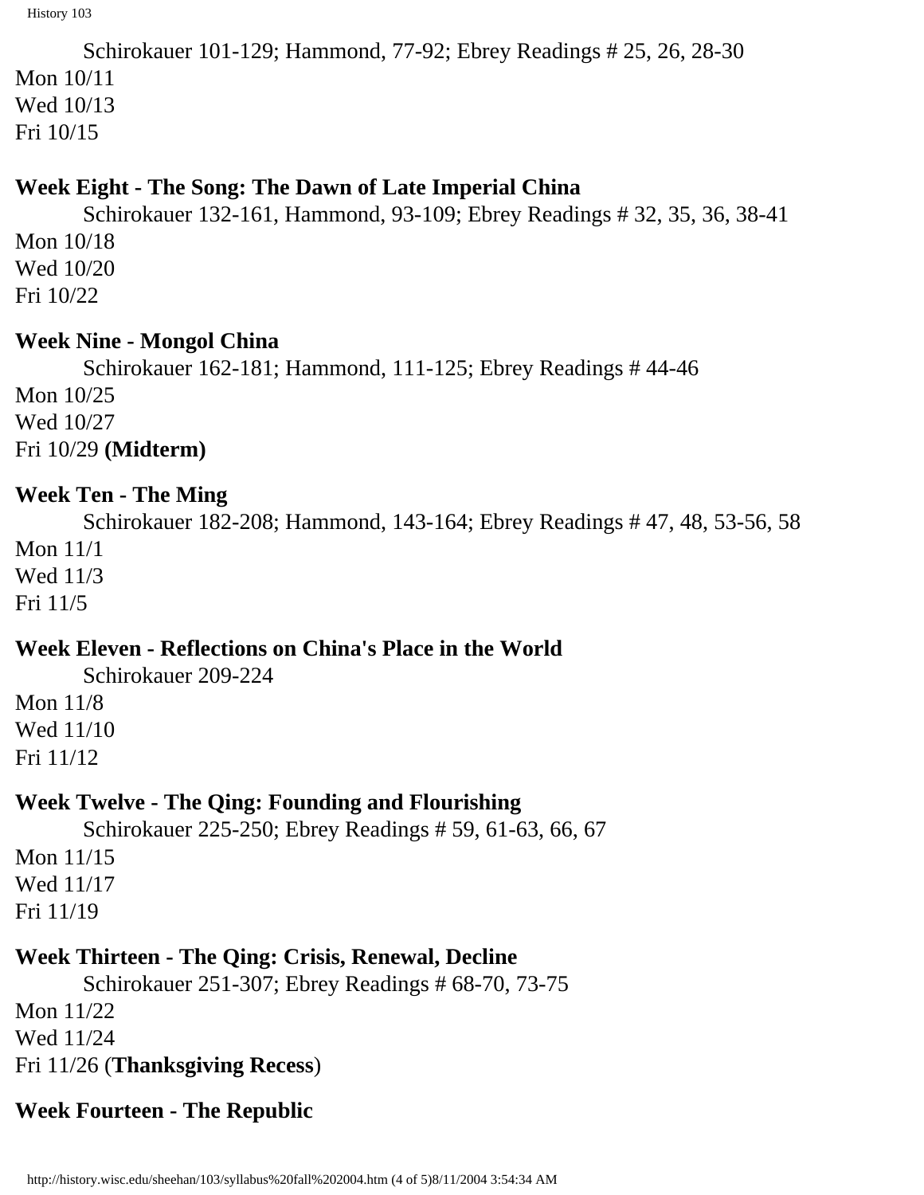Schirokauer 101-129; Hammond, 77-92; Ebrey Readings # 25, 26, 28-30

Mon 10/11
Wed 10/13
Fri 10/15

**Week Eight - The Song: The Dawn of Late Imperial China**

Schirokauer 132-161, Hammond, 93-109; Ebrey Readings # 32, 35, 36, 38-41

Mon 10/18
Wed 10/20
Fri 10/22

**Week Nine - Mongol China**

Schirokauer 162-181; Hammond, 111-125; Ebrey Readings # 44-46

Mon 10/25
Wed 10/27
Fri 10/29 **(Midterm)**

**Week Ten - The Ming**

Schirokauer 182-208; Hammond, 143-164; Ebrey Readings # 47, 48, 53-56, 58

Mon 11/1
Wed 11/3
Fri 11/5

**Week Eleven - Reflections on China's Place in the World**

Schirokauer 209-224

Mon 11/8
Wed 11/10
Fri 11/12

**Week Twelve - The Qing: Founding and Flourishing**

Schirokauer 225-250; Ebrey Readings # 59, 61-63, 66, 67

Mon 11/15
Wed 11/17
Fri 11/19

**Week Thirteen - The Qing: Crisis, Renewal, Decline**

Schirokauer 251-307; Ebrey Readings # 68-70, 73-75

Mon 11/22
Wed 11/24
Fri 11/26 (**Thanksgiving Recess**)

**Week Fourteen - The Republic**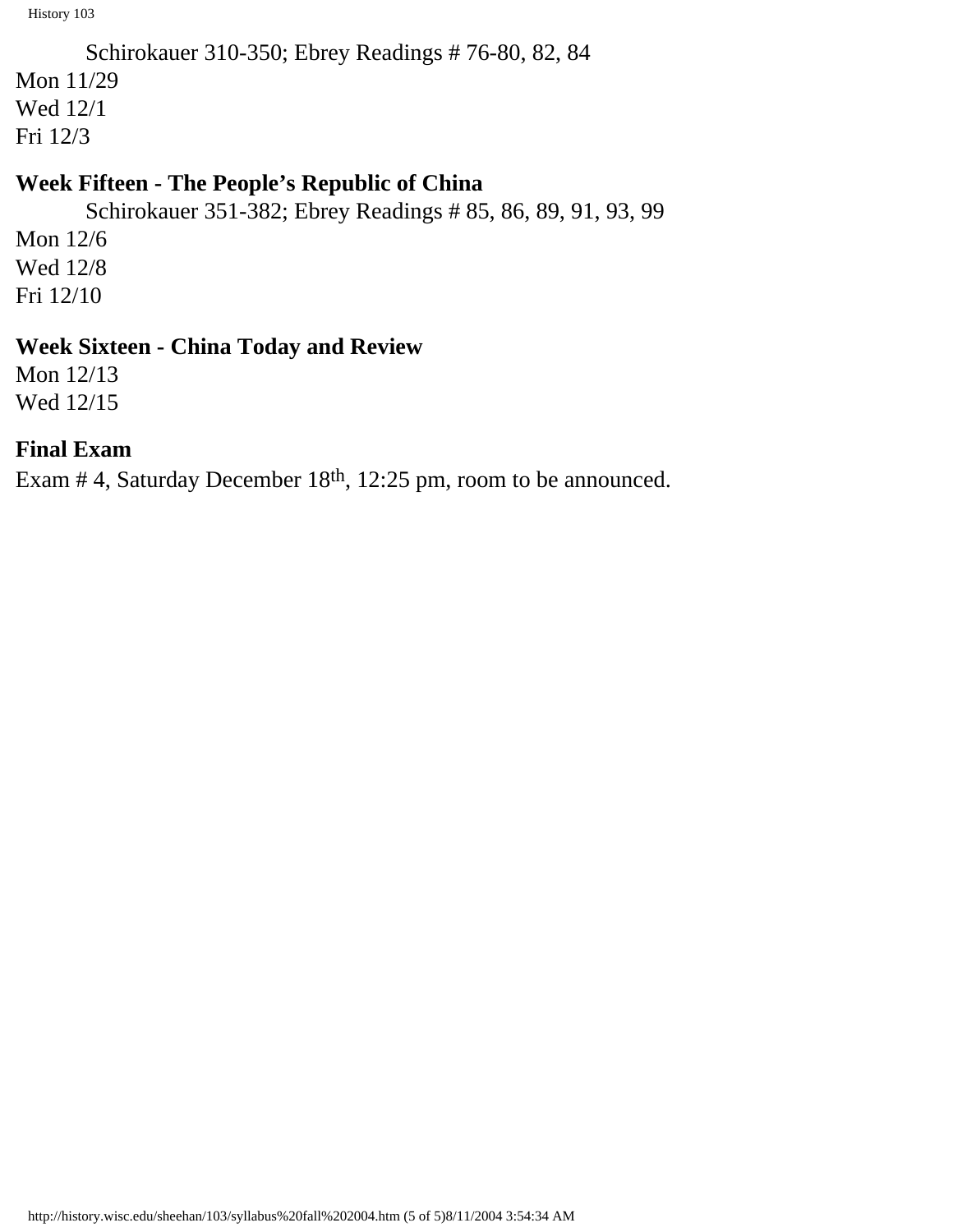Schirokauer 310-350; Ebrey Readings # 76-80, 82, 84

Mon 11/29

Wed 12/1

Fri 12/3

### Week Fifteen - The People's Republic of China

Schirokauer 351-382; Ebrey Readings # 85, 86, 89, 91, 93, 99

Mon 12/6

Wed 12/8

Fri 12/10

### Week Sixteen - China Today and Review

Mon 12/13

Wed 12/15

### Final Exam

Exam # 4, Saturday December 18th, 12:25 pm, room to be announced.